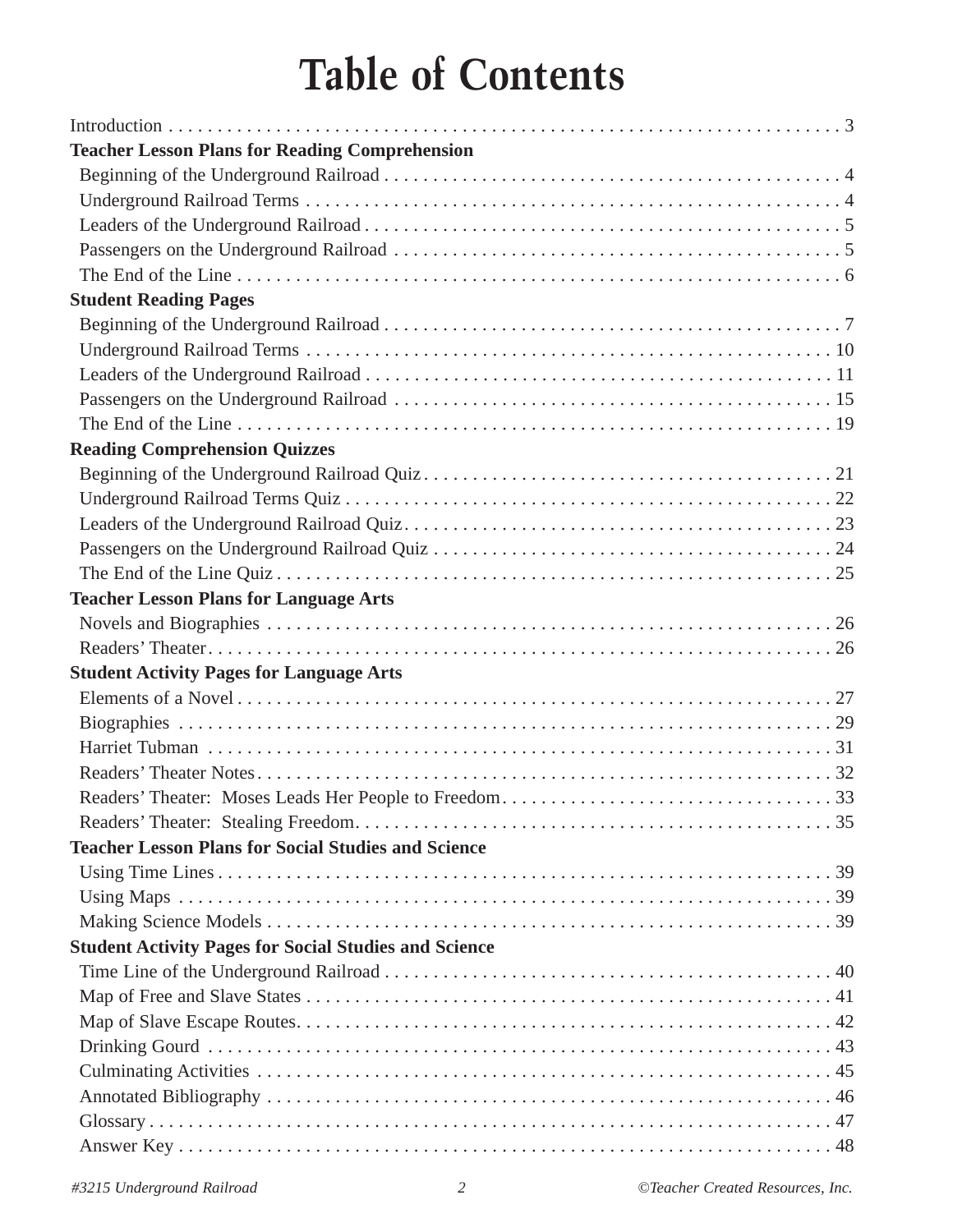# Table of Contents

Introduction . . . . . . . . . . 3

**Teacher Lesson Plans for Reading Comprehension**

- Beginning of the Underground Railroad . . . . . . . . . . 4
- Underground Railroad Terms . . . . . . . . . . 4
- Leaders of the Underground Railroad . . . . . . . . . . 5
- Passengers on the Underground Railroad . . . . . . . . . . 5
- The End of the Line . . . . . . . . . . 6

**Student Reading Pages**

- Beginning of the Underground Railroad . . . . . . . . . . 7
- Underground Railroad Terms . . . . . . . . . . 10
- Leaders of the Underground Railroad . . . . . . . . . . 11
- Passengers on the Underground Railroad . . . . . . . . . . 15
- The End of the Line . . . . . . . . . . 19

**Reading Comprehension Quizzes**

- Beginning of the Underground Railroad Quiz . . . . . . . . . . 21
- Underground Railroad Terms Quiz . . . . . . . . . . 22
- Leaders of the Underground Railroad Quiz . . . . . . . . . . 23
- Passengers on the Underground Railroad Quiz . . . . . . . . . . 24
- The End of the Line Quiz . . . . . . . . . . 25

**Teacher Lesson Plans for Language Arts**

- Novels and Biographies . . . . . . . . . . 26
- Readers' Theater . . . . . . . . . . 26

**Student Activity Pages for Language Arts**

- Elements of a Novel . . . . . . . . . . 27
- Biographies . . . . . . . . . . 29
- Harriet Tubman . . . . . . . . . . 31
- Readers' Theater Notes . . . . . . . . . . 32
- Readers' Theater: Moses Leads Her People to Freedom . . . . . . . . . . 33
- Readers' Theater: Stealing Freedom . . . . . . . . . . 35

**Teacher Lesson Plans for Social Studies and Science**

- Using Time Lines . . . . . . . . . . 39
- Using Maps . . . . . . . . . . 39
- Making Science Models . . . . . . . . . . 39

**Student Activity Pages for Social Studies and Science**

- Time Line of the Underground Railroad . . . . . . . . . . 40
- Map of Free and Slave States . . . . . . . . . . 41
- Map of Slave Escape Routes . . . . . . . . . . 42
- Drinking Gourd . . . . . . . . . . 43
- Culminating Activities . . . . . . . . . . 45
- Annotated Bibliography . . . . . . . . . . 46
- Glossary . . . . . . . . . . 47
- Answer Key . . . . . . . . . . 48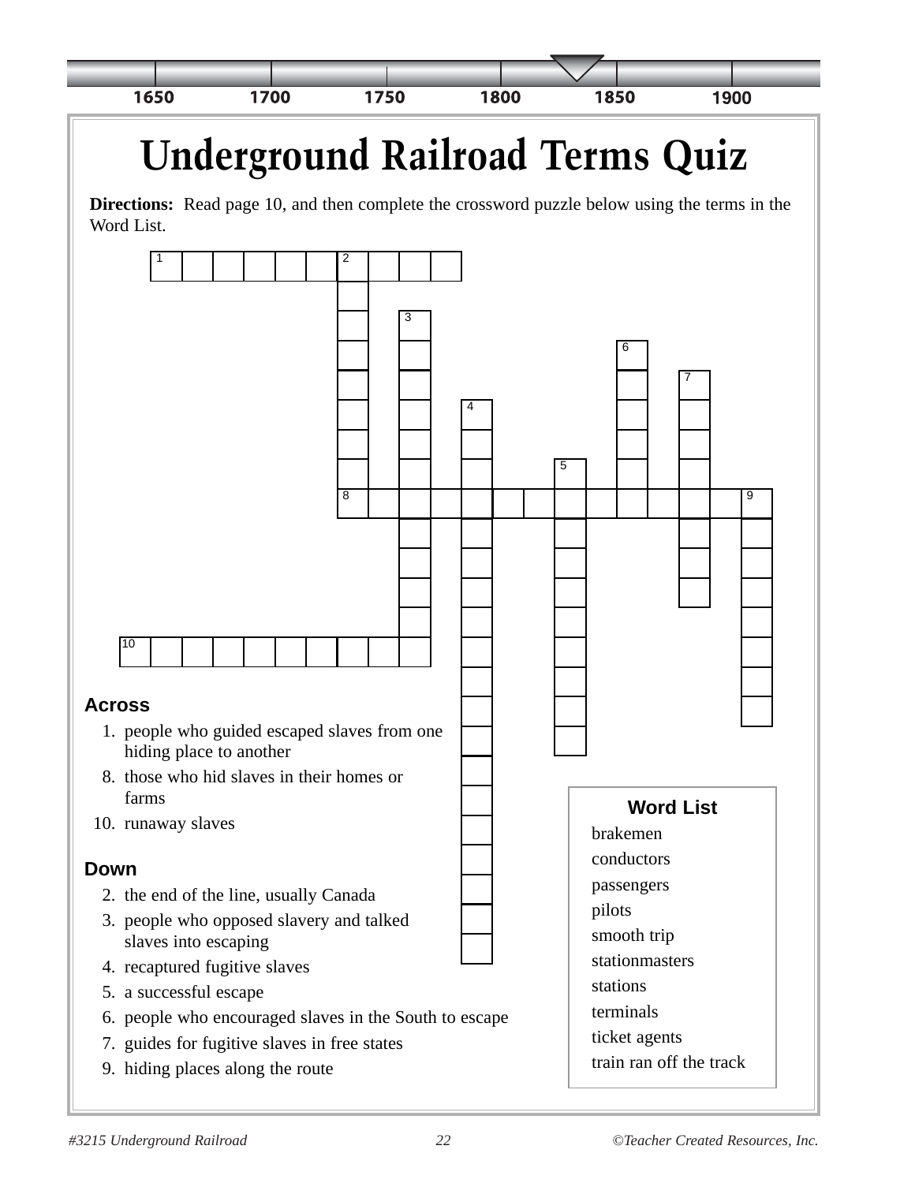# Underground Railroad Terms Quiz

**Directions:** Read page 10, and then complete the crossword puzzle below using the terms in the Word List.

### Across

1. people who guided escaped slaves from one hiding place to another
8. those who hid slaves in their homes or farms
10. runaway slaves

### Down

2. the end of the line, usually Canada
3. people who opposed slavery and talked slaves into escaping
4. recaptured fugitive slaves
5. a successful escape
6. people who encouraged slaves in the South to escape
7. guides for fugitive slaves in free states
9. hiding places along the route

### Word List

- brakemen
- conductors
- passengers
- pilots
- smooth trip
- stationmasters
- stations
- terminals
- ticket agents
- train ran off the track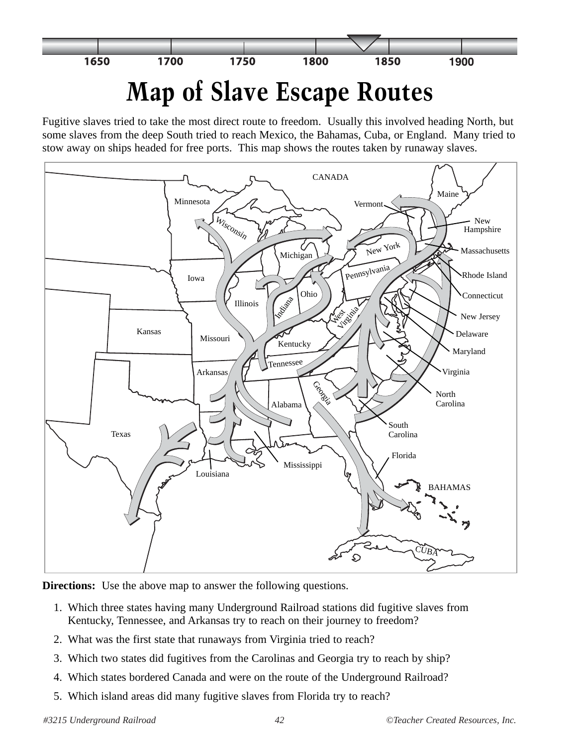1650 1700 1750 1800 1850 1900

# Map of Slave Escape Routes

Fugitive slaves tried to take the most direct route to freedom. Usually this involved heading North, but some slaves from the deep South tried to reach Mexico, the Bahamas, Cuba, or England. Many tried to stow away on ships headed for free ports. This map shows the routes taken by runaway slaves.

CANADA
Maine
Minnesota
Vermont
Wisconsin
New Hampshire
New York
Massachusetts
Michigan
Pennsylvania
Rhode Island
Iowa
Ohio
Connecticut
Illinois
Indiana
West Virginia
New Jersey
Kansas
Delaware
Missouri
Kentucky
Maryland
Tennessee
Arkansas
Virginia
Georgia
North Carolina
Alabama
South Carolina
Texas
Florida
Mississippi
Louisiana
BAHAMAS
CUBA

**Directions:** Use the above map to answer the following questions.

1. Which three states having many Underground Railroad stations did fugitive slaves from Kentucky, Tennessee, and Arkansas try to reach on their journey to freedom?
2. What was the first state that runaways from Virginia tried to reach?
3. Which two states did fugitives from the Carolinas and Georgia try to reach by ship?
4. Which states bordered Canada and were on the route of the Underground Railroad?
5. Which island areas did many fugitive slaves from Florida try to reach?